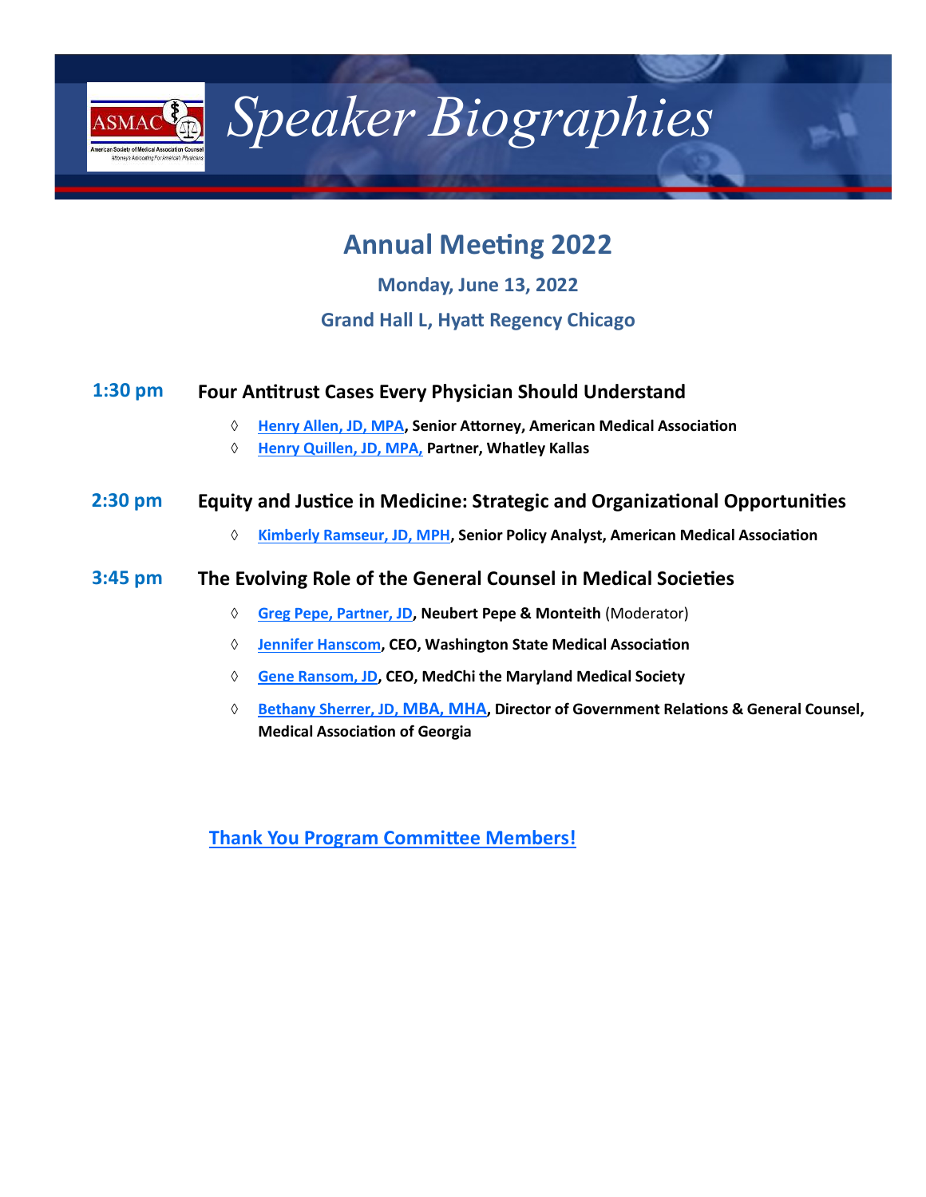# Speaker Biographies

## Annual Meeting 2022

### Monday, June 13, 2022

### Grand Hall L, Hyatt Regency Chicago

**1:30 pm** **Four Antitrust Cases Every Physician Should Understand**

- ◊ **Henry Allen, JD, MPA, Senior Attorney, American Medical Association**
- ◊ **Henry Quillen, JD, MPA, Partner, Whatley Kallas**

**2:30 pm** **Equity and Justice in Medicine: Strategic and Organizational Opportunities**

- ◊ **Kimberly Ramseur, JD, MPH, Senior Policy Analyst, American Medical Association**

**3:45 pm** **The Evolving Role of the General Counsel in Medical Societies**

- ◊ **Greg Pepe, Partner, JD, Neubert Pepe & Monteith** (Moderator)
- ◊ **Jennifer Hanscom, CEO, Washington State Medical Association**
- ◊ **Gene Ransom, JD, CEO, MedChi the Maryland Medical Society**
- ◊ **Bethany Sherrer, JD, MBA, MHA, Director of Government Relations & General Counsel, Medical Association of Georgia**

**Thank You Program Committee Members!**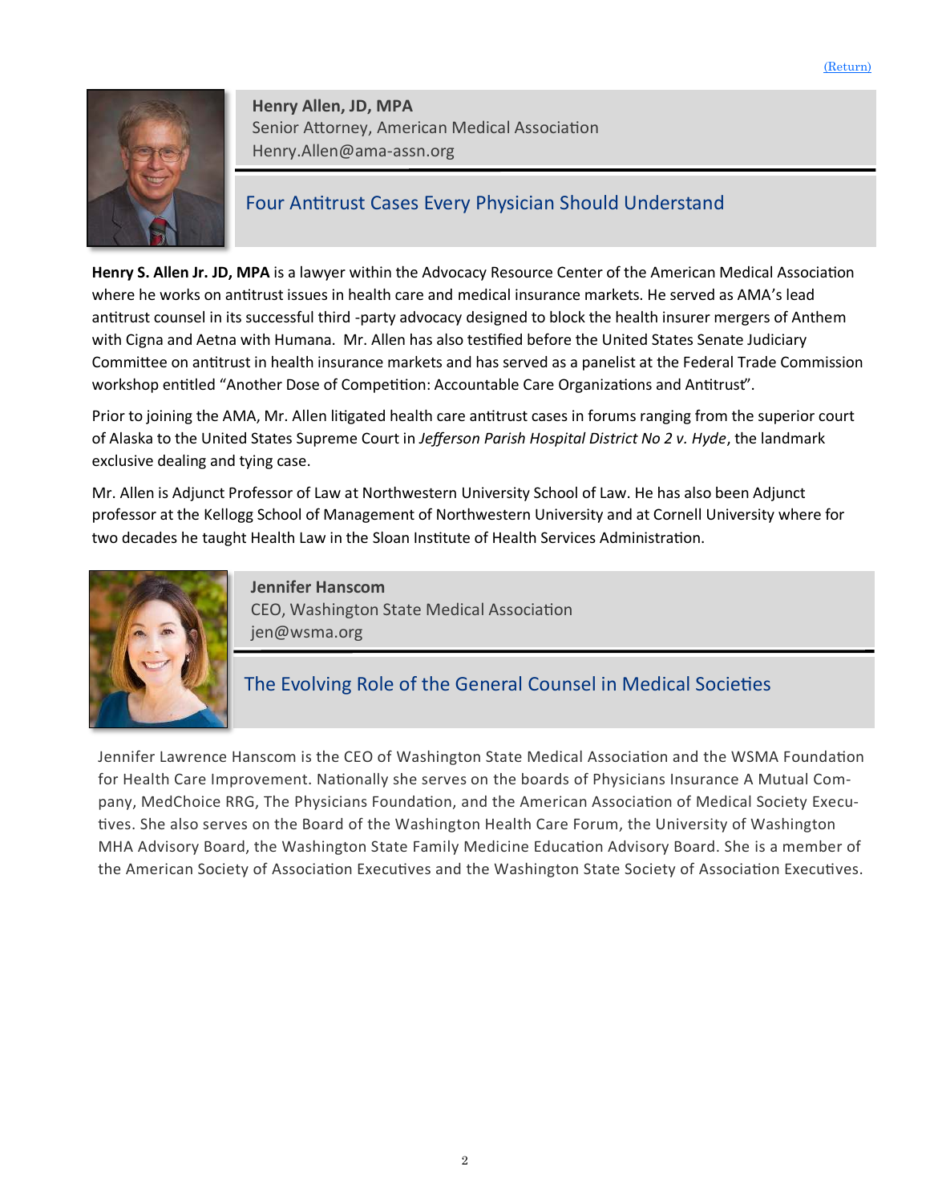[(Return)]

**Henry Allen, JD, MPA**
Senior Attorney, American Medical Association
Henry.Allen@ama-assn.org

## Four Antitrust Cases Every Physician Should Understand

**Henry S. Allen Jr. JD, MPA** is a lawyer within the Advocacy Resource Center of the American Medical Association where he works on antitrust issues in health care and medical insurance markets. He served as AMA's lead antitrust counsel in its successful third -party advocacy designed to block the health insurer mergers of Anthem with Cigna and Aetna with Humana. Mr. Allen has also testified before the United States Senate Judiciary Committee on antitrust in health insurance markets and has served as a panelist at the Federal Trade Commission workshop entitled "Another Dose of Competition: Accountable Care Organizations and Antitrust".

Prior to joining the AMA, Mr. Allen litigated health care antitrust cases in forums ranging from the superior court of Alaska to the United States Supreme Court in *Jefferson Parish Hospital District No 2 v. Hyde*, the landmark exclusive dealing and tying case.

Mr. Allen is Adjunct Professor of Law at Northwestern University School of Law. He has also been Adjunct professor at the Kellogg School of Management of Northwestern University and at Cornell University where for two decades he taught Health Law in the Sloan Institute of Health Services Administration.

**Jennifer Hanscom**
CEO, Washington State Medical Association
jen@wsma.org

## The Evolving Role of the General Counsel in Medical Societies

Jennifer Lawrence Hanscom is the CEO of Washington State Medical Association and the WSMA Foundation for Health Care Improvement. Nationally she serves on the boards of Physicians Insurance A Mutual Company, MedChoice RRG, The Physicians Foundation, and the American Association of Medical Society Executives. She also serves on the Board of the Washington Health Care Forum, the University of Washington MHA Advisory Board, the Washington State Family Medicine Education Advisory Board. She is a member of the American Society of Association Executives and the Washington State Society of Association Executives.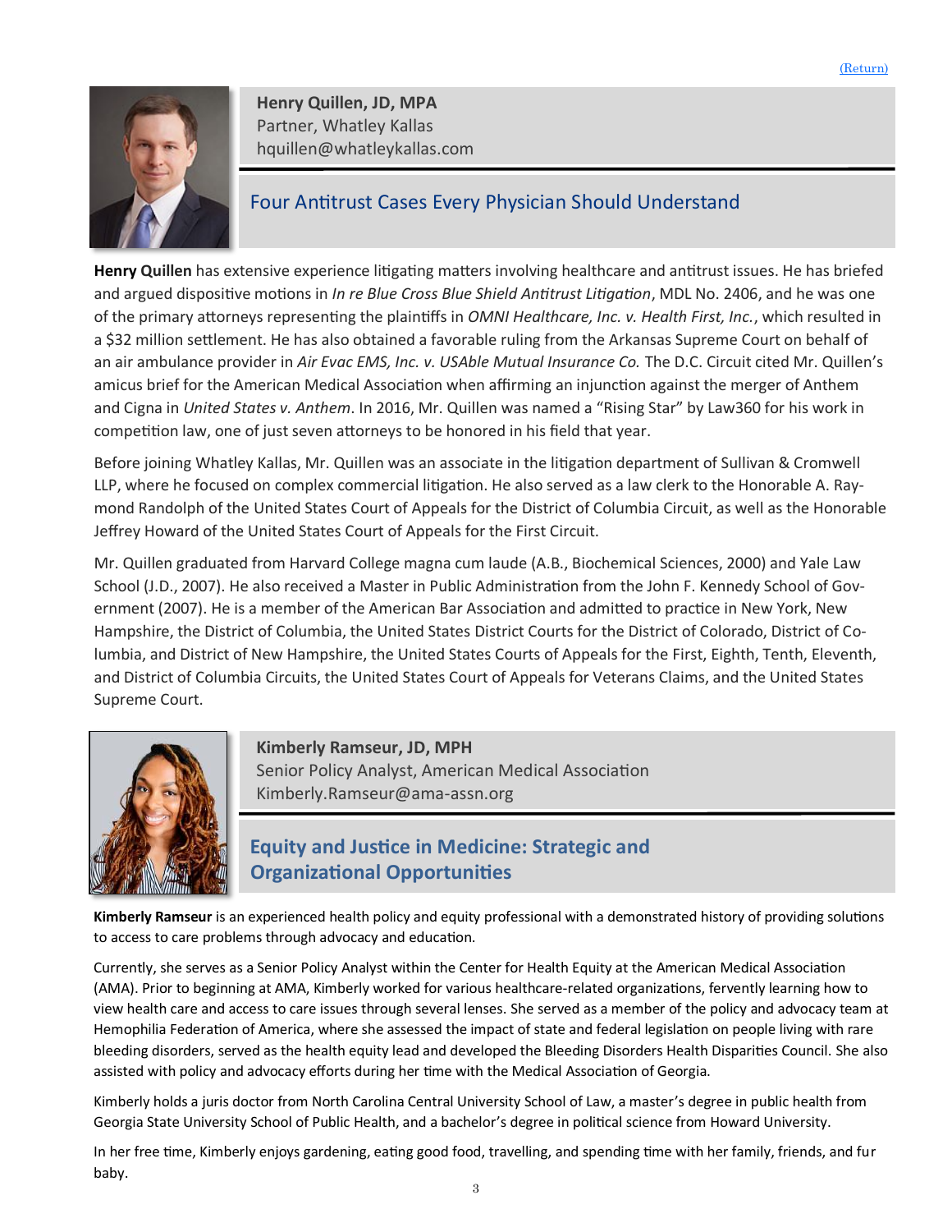(Return)

**Henry Quillen, JD, MPA**
Partner, Whatley Kallas
hquillen@whatleykallas.com

## Four Antitrust Cases Every Physician Should Understand

**Henry Quillen** has extensive experience litigating matters involving healthcare and antitrust issues. He has briefed and argued dispositive motions in *In re Blue Cross Blue Shield Antitrust Litigation*, MDL No. 2406, and he was one of the primary attorneys representing the plaintiffs in *OMNI Healthcare, Inc. v. Health First, Inc.*, which resulted in a $32 million settlement. He has also obtained a favorable ruling from the Arkansas Supreme Court on behalf of an air ambulance provider in *Air Evac EMS, Inc. v. USAble Mutual Insurance Co.* The D.C. Circuit cited Mr. Quillen's amicus brief for the American Medical Association when affirming an injunction against the merger of Anthem and Cigna in *United States v. Anthem*. In 2016, Mr. Quillen was named a "Rising Star" by Law360 for his work in competition law, one of just seven attorneys to be honored in his field that year.

Before joining Whatley Kallas, Mr. Quillen was an associate in the litigation department of Sullivan & Cromwell LLP, where he focused on complex commercial litigation. He also served as a law clerk to the Honorable A. Raymond Randolph of the United States Court of Appeals for the District of Columbia Circuit, as well as the Honorable Jeffrey Howard of the United States Court of Appeals for the First Circuit.

Mr. Quillen graduated from Harvard College magna cum laude (A.B., Biochemical Sciences, 2000) and Yale Law School (J.D., 2007). He also received a Master in Public Administration from the John F. Kennedy School of Government (2007). He is a member of the American Bar Association and admitted to practice in New York, New Hampshire, the District of Columbia, the United States District Courts for the District of Colorado, District of Columbia, and District of New Hampshire, the United States Courts of Appeals for the First, Eighth, Tenth, Eleventh, and District of Columbia Circuits, the United States Court of Appeals for Veterans Claims, and the United States Supreme Court.

**Kimberly Ramseur, JD, MPH**
Senior Policy Analyst, American Medical Association
Kimberly.Ramseur@ama-assn.org

## Equity and Justice in Medicine: Strategic and Organizational Opportunities

**Kimberly Ramseur** is an experienced health policy and equity professional with a demonstrated history of providing solutions to access to care problems through advocacy and education.

Currently, she serves as a Senior Policy Analyst within the Center for Health Equity at the American Medical Association (AMA). Prior to beginning at AMA, Kimberly worked for various healthcare-related organizations, fervently learning how to view health care and access to care issues through several lenses. She served as a member of the policy and advocacy team at Hemophilia Federation of America, where she assessed the impact of state and federal legislation on people living with rare bleeding disorders, served as the health equity lead and developed the Bleeding Disorders Health Disparities Council. She also assisted with policy and advocacy efforts during her time with the Medical Association of Georgia.

Kimberly holds a juris doctor from North Carolina Central University School of Law, a master's degree in public health from Georgia State University School of Public Health, and a bachelor's degree in political science from Howard University.

In her free time, Kimberly enjoys gardening, eating good food, travelling, and spending time with her family, friends, and fur baby.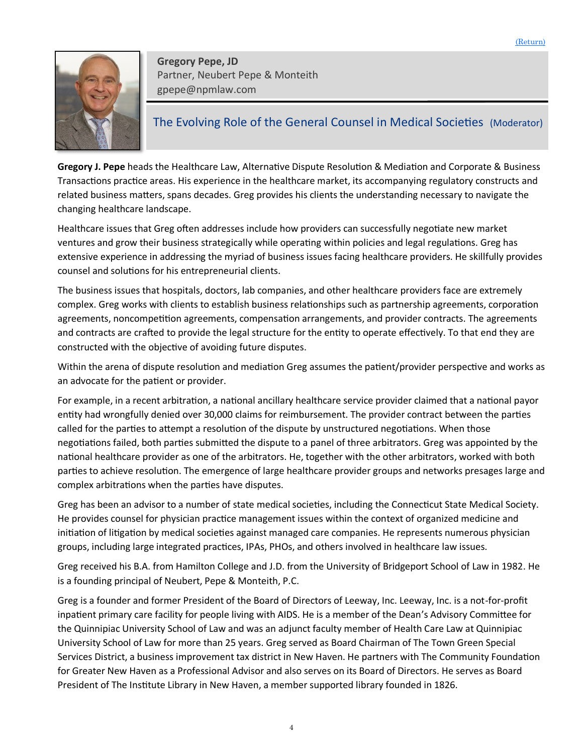(Return)

**Gregory Pepe, JD**
Partner, Neubert Pepe & Monteith
gpepe@npmlaw.com

## The Evolving Role of the General Counsel in Medical Societies (Moderator)

**Gregory J. Pepe** heads the Healthcare Law, Alternative Dispute Resolution & Mediation and Corporate & Business Transactions practice areas. His experience in the healthcare market, its accompanying regulatory constructs and related business matters, spans decades. Greg provides his clients the understanding necessary to navigate the changing healthcare landscape.

Healthcare issues that Greg often addresses include how providers can successfully negotiate new market ventures and grow their business strategically while operating within policies and legal regulations. Greg has extensive experience in addressing the myriad of business issues facing healthcare providers. He skillfully provides counsel and solutions for his entrepreneurial clients.

The business issues that hospitals, doctors, lab companies, and other healthcare providers face are extremely complex. Greg works with clients to establish business relationships such as partnership agreements, corporation agreements, noncompetition agreements, compensation arrangements, and provider contracts. The agreements and contracts are crafted to provide the legal structure for the entity to operate effectively. To that end they are constructed with the objective of avoiding future disputes.

Within the arena of dispute resolution and mediation Greg assumes the patient/provider perspective and works as an advocate for the patient or provider.

For example, in a recent arbitration, a national ancillary healthcare service provider claimed that a national payor entity had wrongfully denied over 30,000 claims for reimbursement. The provider contract between the parties called for the parties to attempt a resolution of the dispute by unstructured negotiations. When those negotiations failed, both parties submitted the dispute to a panel of three arbitrators. Greg was appointed by the national healthcare provider as one of the arbitrators. He, together with the other arbitrators, worked with both parties to achieve resolution. The emergence of large healthcare provider groups and networks presages large and complex arbitrations when the parties have disputes.

Greg has been an advisor to a number of state medical societies, including the Connecticut State Medical Society. He provides counsel for physician practice management issues within the context of organized medicine and initiation of litigation by medical societies against managed care companies. He represents numerous physician groups, including large integrated practices, IPAs, PHOs, and others involved in healthcare law issues.

Greg received his B.A. from Hamilton College and J.D. from the University of Bridgeport School of Law in 1982. He is a founding principal of Neubert, Pepe & Monteith, P.C.

Greg is a founder and former President of the Board of Directors of Leeway, Inc. Leeway, Inc. is a not-for-profit inpatient primary care facility for people living with AIDS. He is a member of the Dean's Advisory Committee for the Quinnipiac University School of Law and was an adjunct faculty member of Health Care Law at Quinnipiac University School of Law for more than 25 years. Greg served as Board Chairman of The Town Green Special Services District, a business improvement tax district in New Haven. He partners with The Community Foundation for Greater New Haven as a Professional Advisor and also serves on its Board of Directors. He serves as Board President of The Institute Library in New Haven, a member supported library founded in 1826.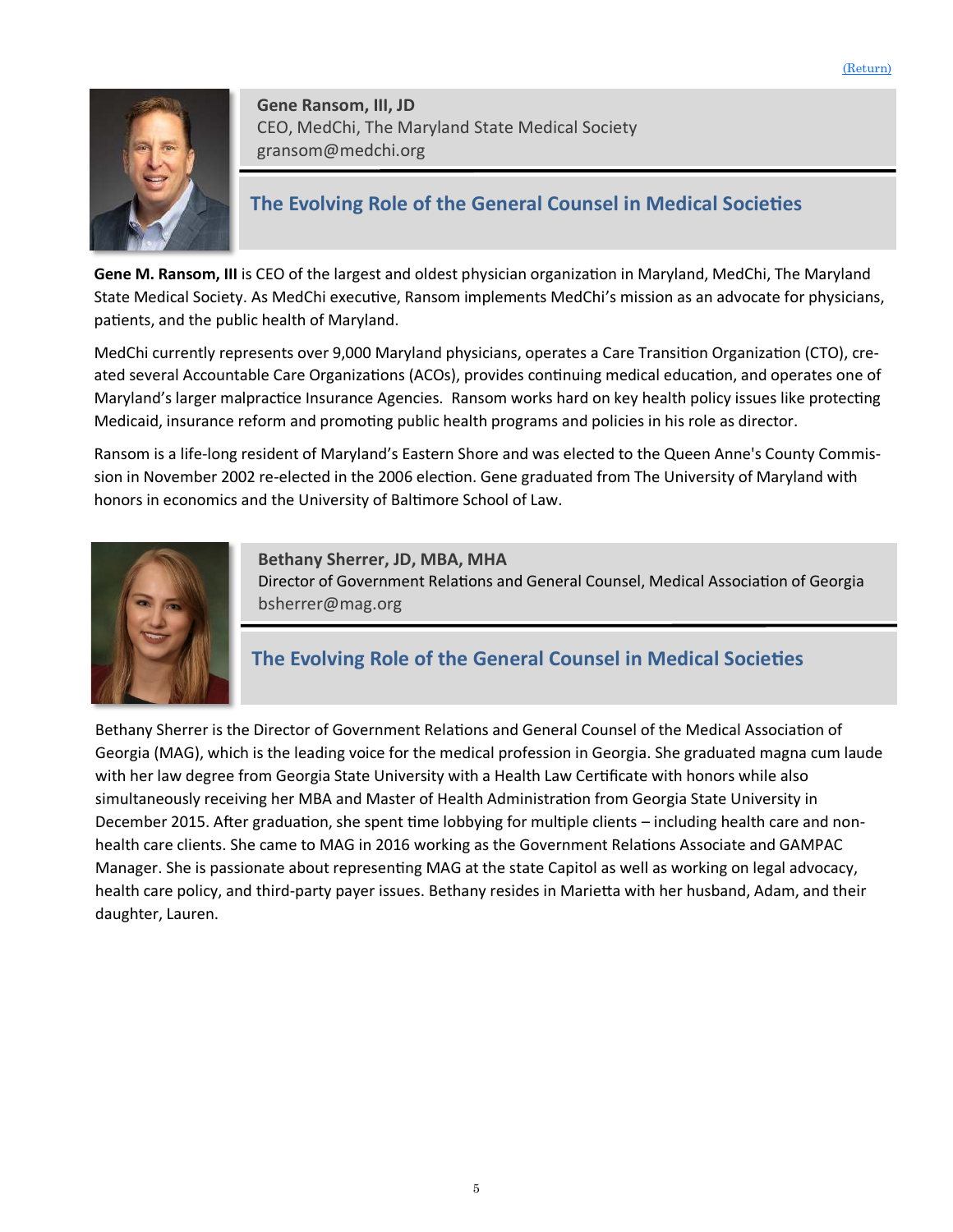[(Return)](#)

**Gene Ransom, III, JD**
CEO, MedChi, The Maryland State Medical Society
gransom@medchi.org

## The Evolving Role of the General Counsel in Medical Societies

**Gene M. Ransom, III** is CEO of the largest and oldest physician organization in Maryland, MedChi, The Maryland State Medical Society. As MedChi executive, Ransom implements MedChi's mission as an advocate for physicians, patients, and the public health of Maryland.

MedChi currently represents over 9,000 Maryland physicians, operates a Care Transition Organization (CTO), created several Accountable Care Organizations (ACOs), provides continuing medical education, and operates one of Maryland's larger malpractice Insurance Agencies. Ransom works hard on key health policy issues like protecting Medicaid, insurance reform and promoting public health programs and policies in his role as director.

Ransom is a life-long resident of Maryland's Eastern Shore and was elected to the Queen Anne's County Commission in November 2002 re-elected in the 2006 election. Gene graduated from The University of Maryland with honors in economics and the University of Baltimore School of Law.

**Bethany Sherrer, JD, MBA, MHA**
Director of Government Relations and General Counsel, Medical Association of Georgia
bsherrer@mag.org

## The Evolving Role of the General Counsel in Medical Societies

Bethany Sherrer is the Director of Government Relations and General Counsel of the Medical Association of Georgia (MAG), which is the leading voice for the medical profession in Georgia. She graduated magna cum laude with her law degree from Georgia State University with a Health Law Certificate with honors while also simultaneously receiving her MBA and Master of Health Administration from Georgia State University in December 2015. After graduation, she spent time lobbying for multiple clients – including health care and non-health care clients. She came to MAG in 2016 working as the Government Relations Associate and GAMPAC Manager. She is passionate about representing MAG at the state Capitol as well as working on legal advocacy, health care policy, and third-party payer issues. Bethany resides in Marietta with her husband, Adam, and their daughter, Lauren.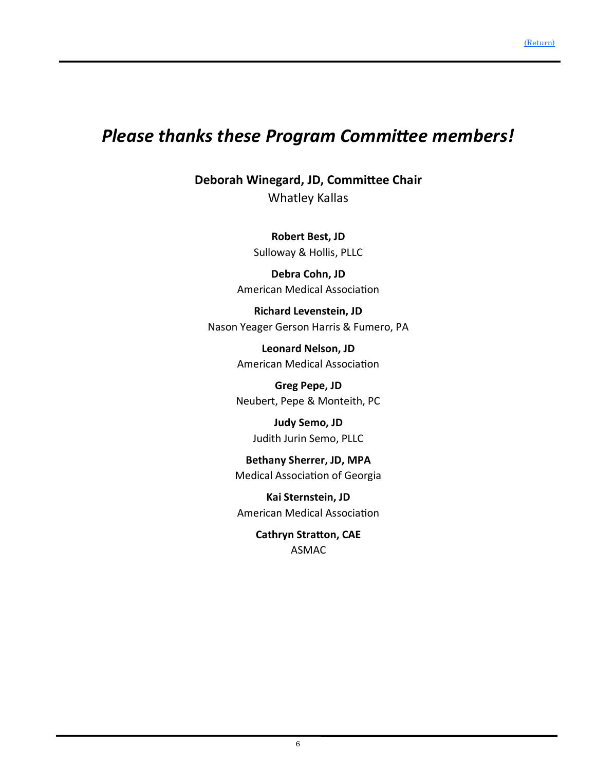# *Please thanks these Program Committee members!*

**Deborah Winegard, JD, Committee Chair**
Whatley Kallas

**Robert Best, JD**
Sulloway & Hollis, PLLC

**Debra Cohn, JD**
American Medical Association

**Richard Levenstein, JD**
Nason Yeager Gerson Harris & Fumero, PA

**Leonard Nelson, JD**
American Medical Association

**Greg Pepe, JD**
Neubert, Pepe & Monteith, PC

**Judy Semo, JD**
Judith Jurin Semo, PLLC

**Bethany Sherrer, JD, MPA**
Medical Association of Georgia

**Kai Sternstein, JD**
American Medical Association

**Cathryn Stratton, CAE**
ASMAC